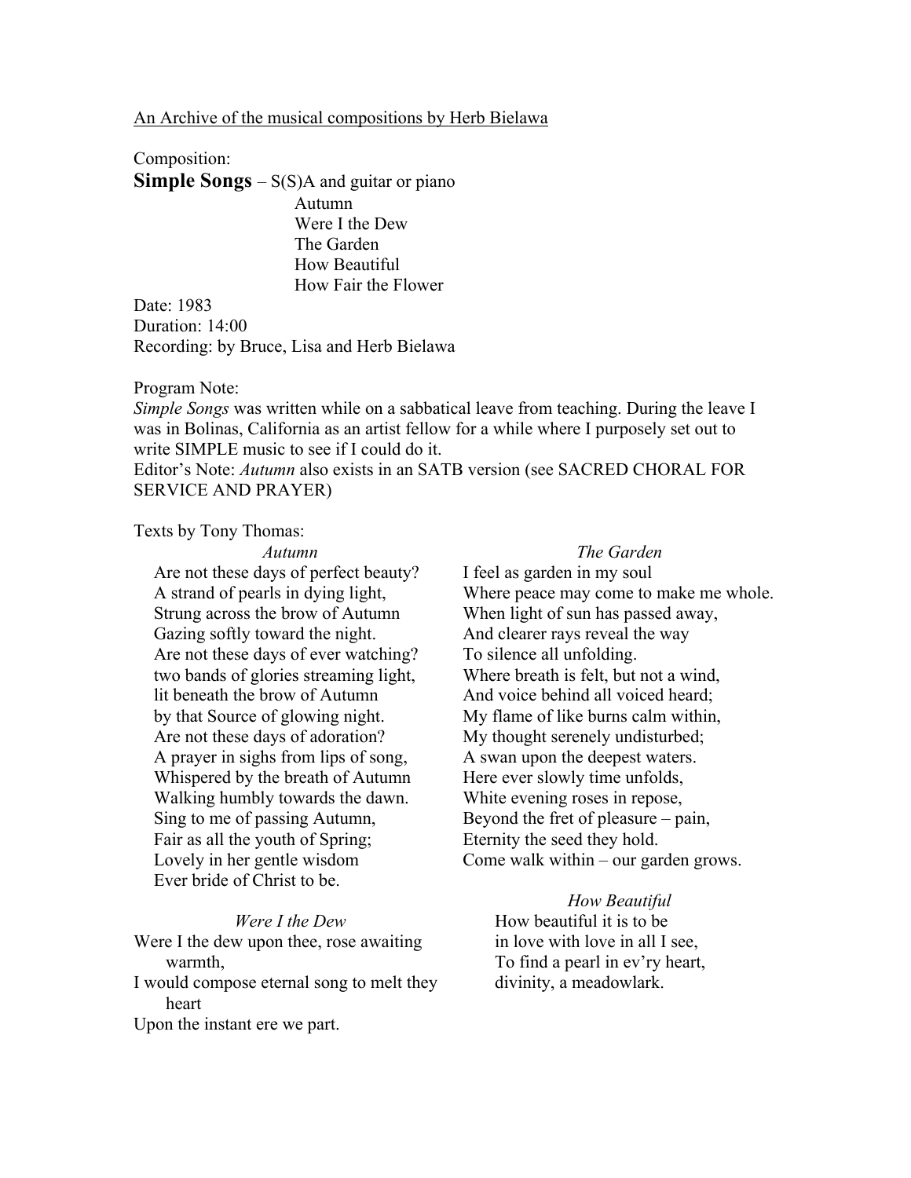An Archive of the musical compositions by Herb Bielawa

Composition:

**Simple Songs** – S(S)A and guitar or piano

- Autumn
- Were I the Dew
- The Garden
- How Beautiful
- How Fair the Flower

Date: 1983

Duration: 14:00

Recording: by Bruce, Lisa and Herb Bielawa

Program Note:

*Simple Songs* was written while on a sabbatical leave from teaching. During the leave I was in Bolinas, California as an artist fellow for a while where I purposely set out to write SIMPLE music to see if I could do it.

Editor's Note: *Autumn* also exists in an SATB version (see SACRED CHORAL FOR SERVICE AND PRAYER)

Texts by Tony Thomas:

*Autumn*

Are not these days of perfect beauty?
A strand of pearls in dying light,
Strung across the brow of Autumn
Gazing softly toward the night.
Are not these days of ever watching?
two bands of glories streaming light,
lit beneath the brow of Autumn
by that Source of glowing night.
Are not these days of adoration?
A prayer in sighs from lips of song,
Whispered by the breath of Autumn
Walking humbly towards the dawn.
Sing to me of passing Autumn,
Fair as all the youth of Spring;
Lovely in her gentle wisdom
Ever bride of Christ to be.

*Were I the Dew*

Were I the dew upon thee, rose awaiting warmth,
I would compose eternal song to melt they heart
Upon the instant ere we part.

*The Garden*

I feel as garden in my soul
Where peace may come to make me whole.
When light of sun has passed away,
And clearer rays reveal the way
To silence all unfolding.
Where breath is felt, but not a wind,
And voice behind all voiced heard;
My flame of like burns calm within,
My thought serenely undisturbed;
A swan upon the deepest waters.
Here ever slowly time unfolds,
White evening roses in repose,
Beyond the fret of pleasure – pain,
Eternity the seed they hold.
Come walk within – our garden grows.

*How Beautiful*

How beautiful it is to be
in love with love in all I see,
To find a pearl in ev'ry heart,
divinity, a meadowlark.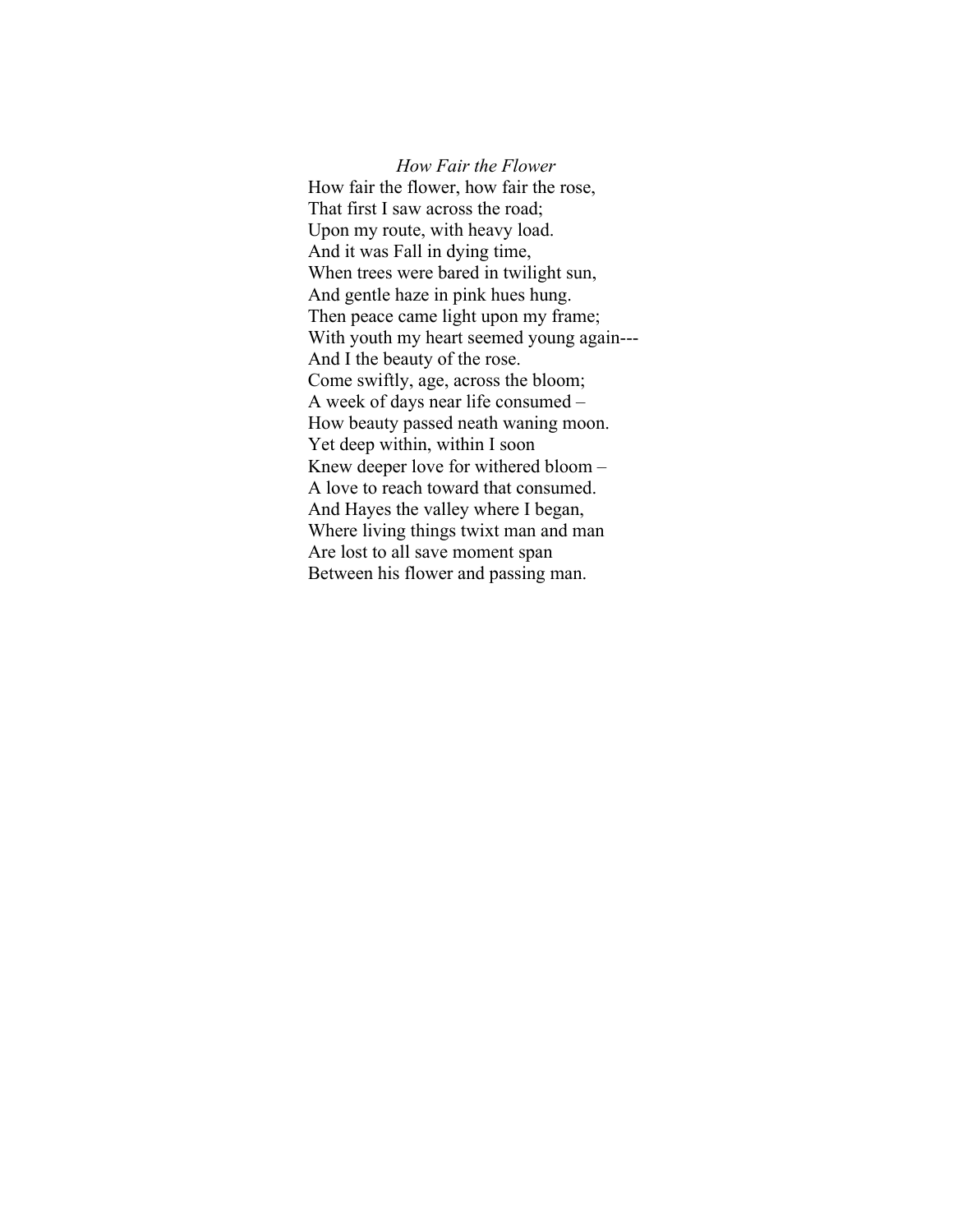*How Fair the Flower*

How fair the flower, how fair the rose,
That first I saw across the road;
Upon my route, with heavy load.
And it was Fall in dying time,
When trees were bared in twilight sun,
And gentle haze in pink hues hung.
Then peace came light upon my frame;
With youth my heart seemed young again---
And I the beauty of the rose.
Come swiftly, age, across the bloom;
A week of days near life consumed –
How beauty passed neath waning moon.
Yet deep within, within I soon
Knew deeper love for withered bloom –
A love to reach toward that consumed.
And Hayes the valley where I began,
Where living things twixt man and man
Are lost to all save moment span
Between his flower and passing man.